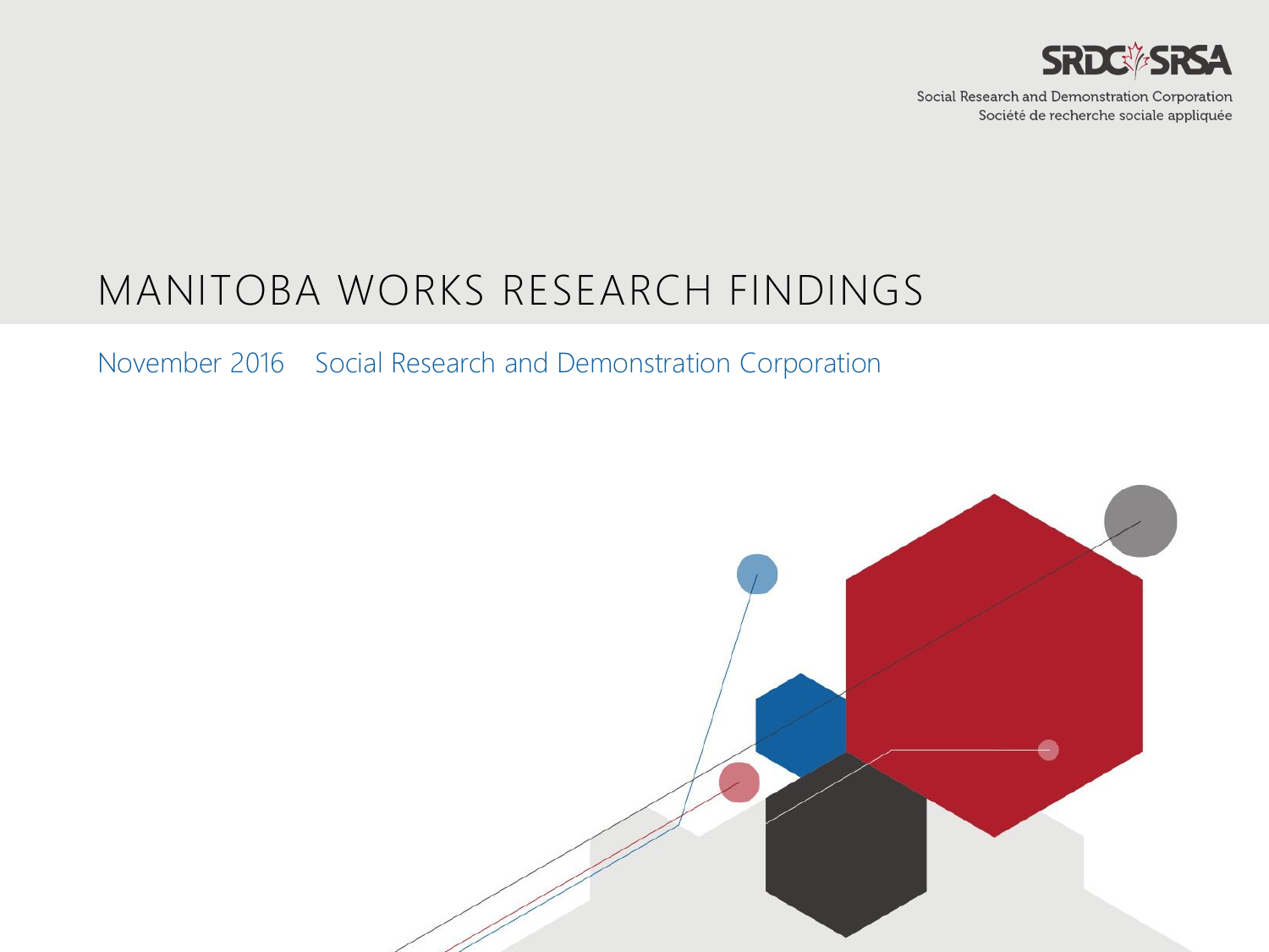SRDC SRSA

Social Research and Demonstration Corporation
Société de recherche sociale appliquée

# MANITOBA WORKS RESEARCH FINDINGS

November 2016 Social Research and Demonstration Corporation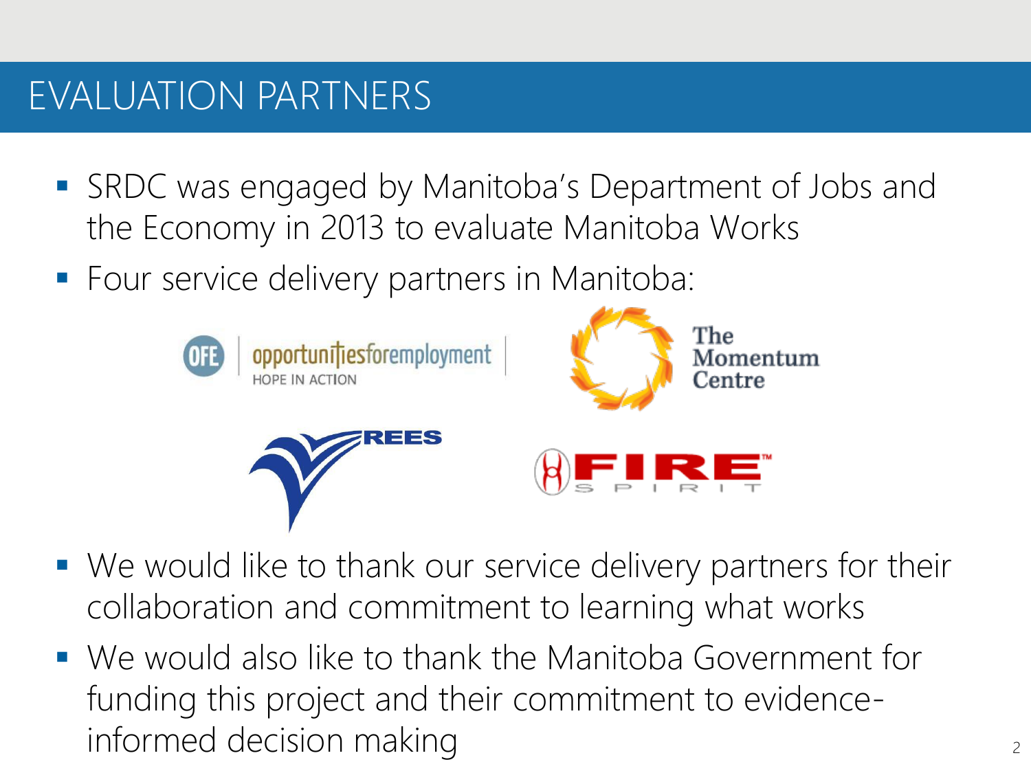# EVALUATION PARTNERS

- SRDC was engaged by Manitoba's Department of Jobs and the Economy in 2013 to evaluate Manitoba Works
- Four service delivery partners in Manitoba:

OFE | opportunitiesforemployment HOPE IN ACTION

The Momentum Centre

REES

FIRE SPIRIT

- We would like to thank our service delivery partners for their collaboration and commitment to learning what works
- We would also like to thank the Manitoba Government for funding this project and their commitment to evidence-informed decision making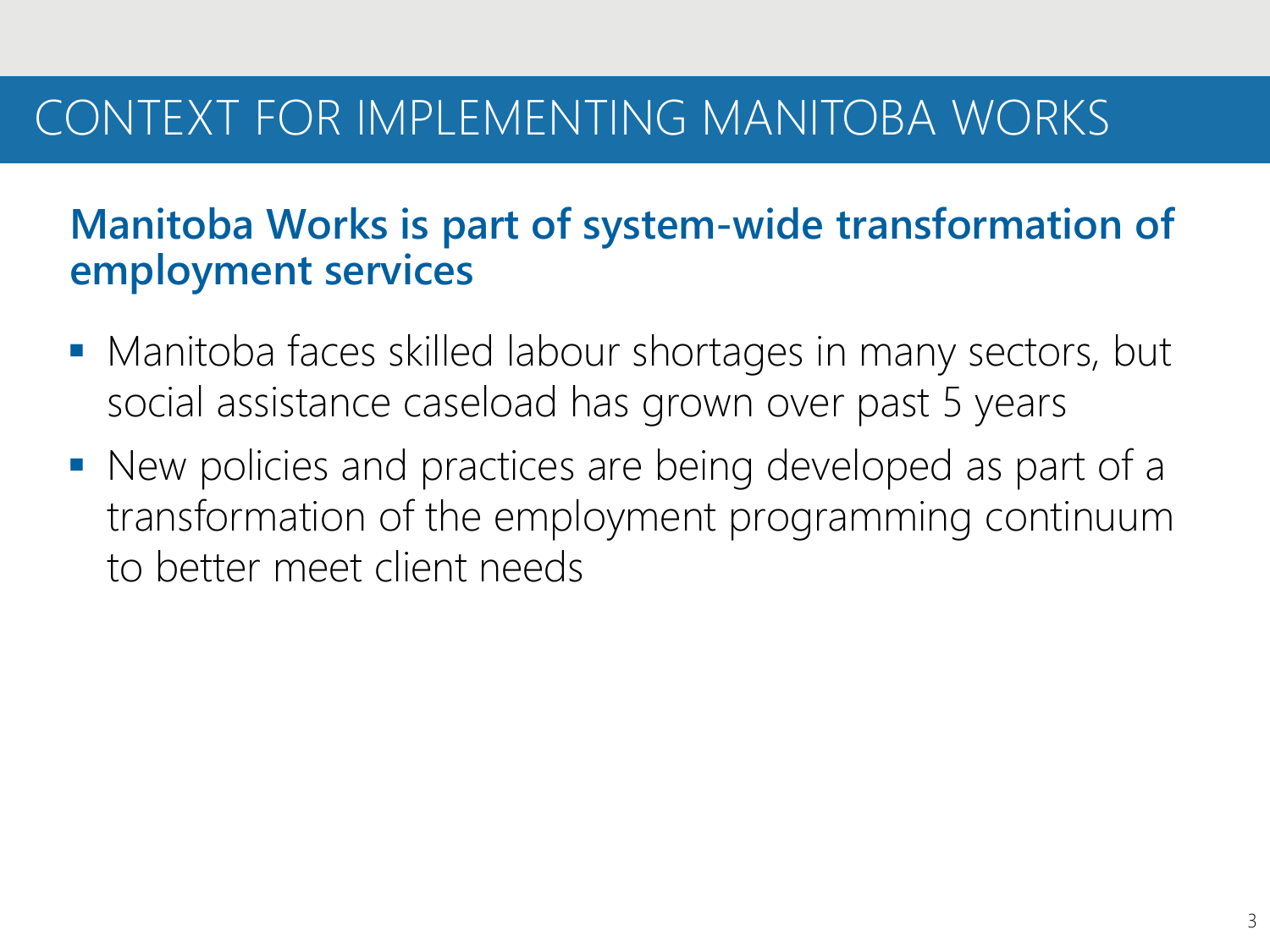# CONTEXT FOR IMPLEMENTING MANITOBA WORKS

## Manitoba Works is part of system-wide transformation of employment services

- Manitoba faces skilled labour shortages in many sectors, but social assistance caseload has grown over past 5 years
- New policies and practices are being developed as part of a transformation of the employment programming continuum to better meet client needs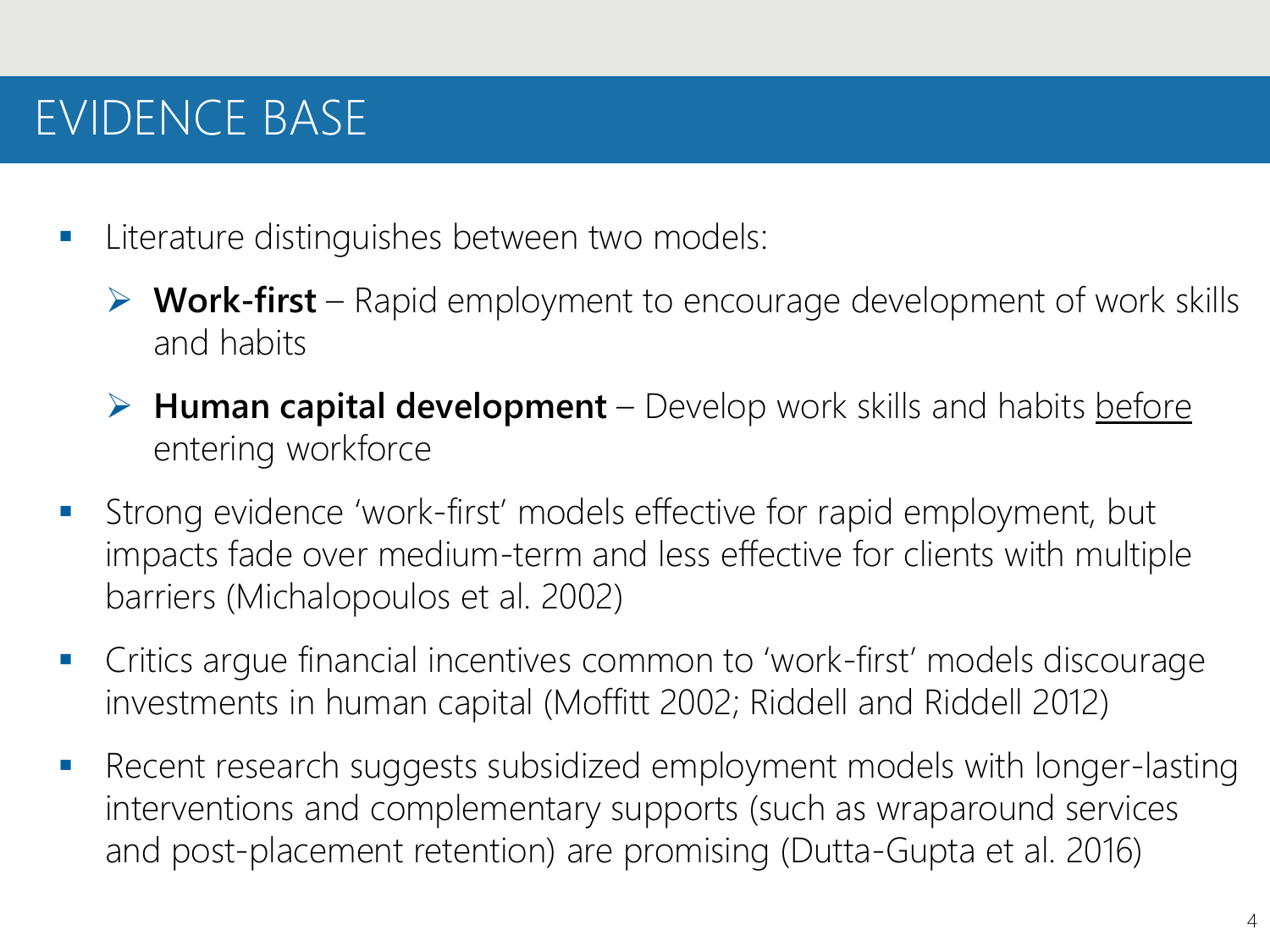# EVIDENCE BASE

- Literature distinguishes between two models:
  - **Work-first** – Rapid employment to encourage development of work skills and habits
  - **Human capital development** – Develop work skills and habits <u>before</u> entering workforce
- Strong evidence 'work-first' models effective for rapid employment, but impacts fade over medium-term and less effective for clients with multiple barriers (Michalopoulos et al. 2002)
- Critics argue financial incentives common to 'work-first' models discourage investments in human capital (Moffitt 2002; Riddell and Riddell 2012)
- Recent research suggests subsidized employment models with longer-lasting interventions and complementary supports (such as wraparound services and post-placement retention) are promising (Dutta-Gupta et al. 2016)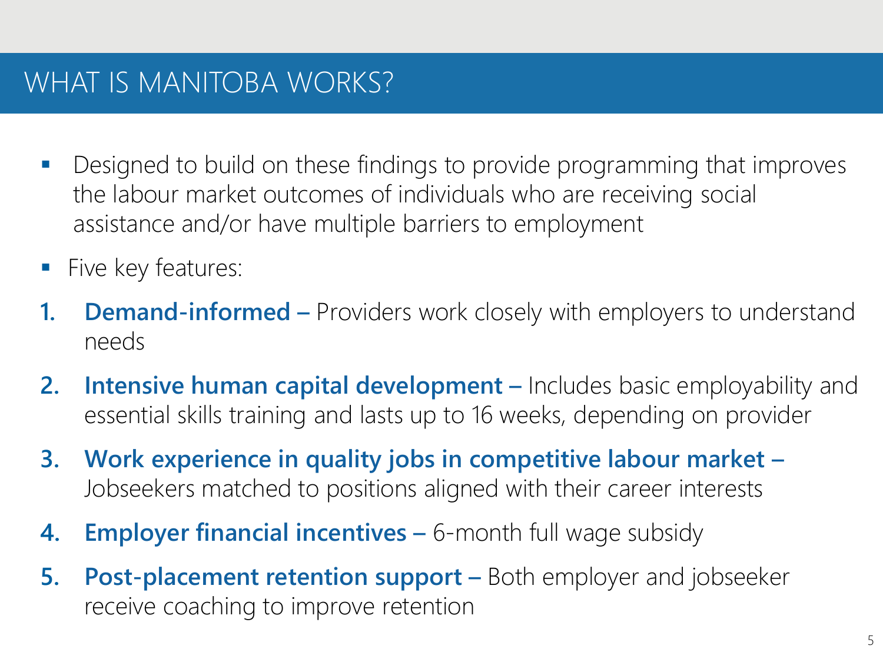# WHAT IS MANITOBA WORKS?

- Designed to build on these findings to provide programming that improves the labour market outcomes of individuals who are receiving social assistance and/or have multiple barriers to employment
- Five key features:

1. **Demand-informed –** Providers work closely with employers to understand needs
2. **Intensive human capital development –** Includes basic employability and essential skills training and lasts up to 16 weeks, depending on provider
3. **Work experience in quality jobs in competitive labour market –** Jobseekers matched to positions aligned with their career interests
4. **Employer financial incentives –** 6-month full wage subsidy
5. **Post-placement retention support –** Both employer and jobseeker receive coaching to improve retention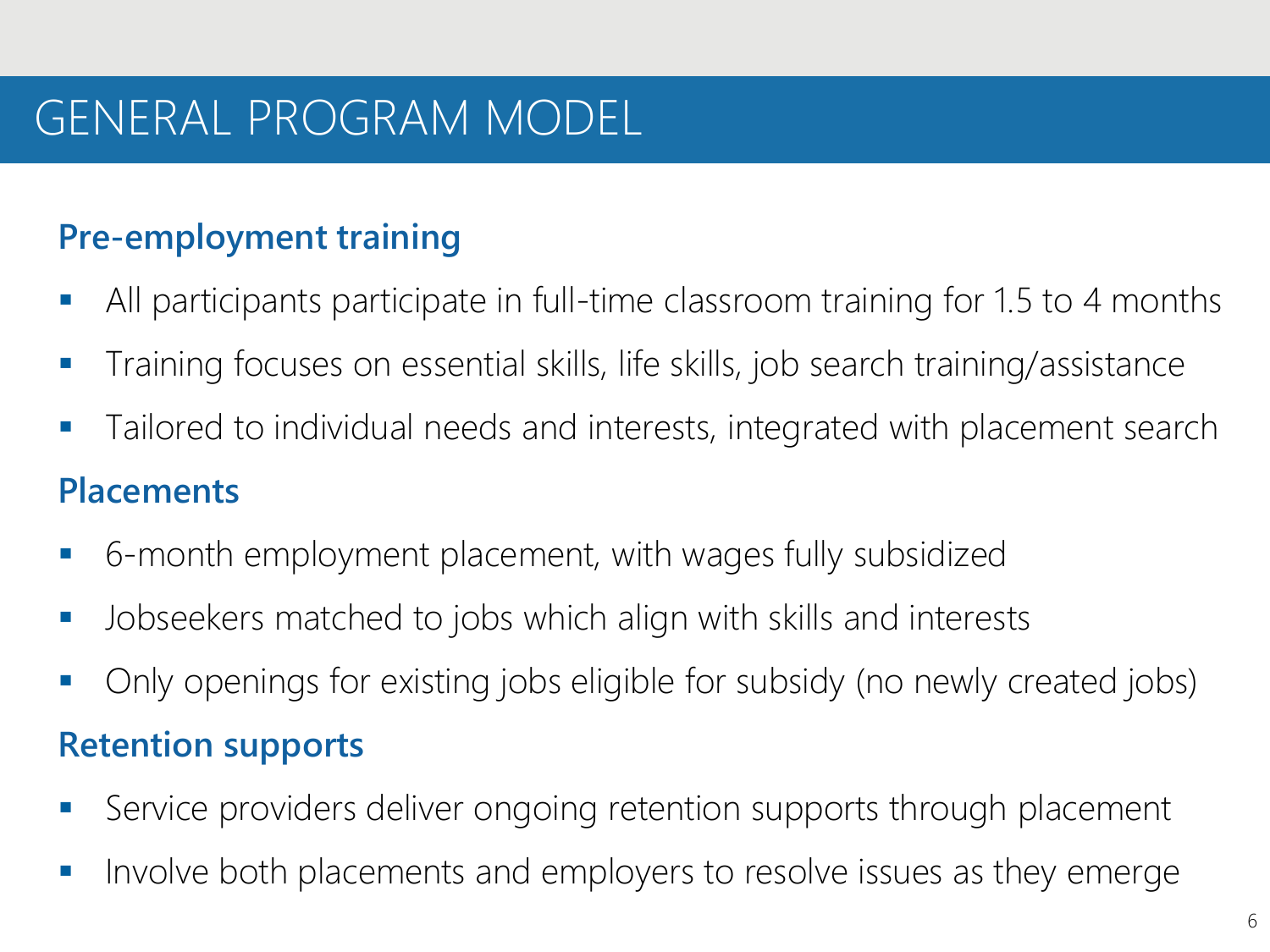# GENERAL PROGRAM MODEL

## Pre-employment training

- All participants participate in full-time classroom training for 1.5 to 4 months
- Training focuses on essential skills, life skills, job search training/assistance
- Tailored to individual needs and interests, integrated with placement search

## Placements

- 6-month employment placement, with wages fully subsidized
- Jobseekers matched to jobs which align with skills and interests
- Only openings for existing jobs eligible for subsidy (no newly created jobs)

## Retention supports

- Service providers deliver ongoing retention supports through placement
- Involve both placements and employers to resolve issues as they emerge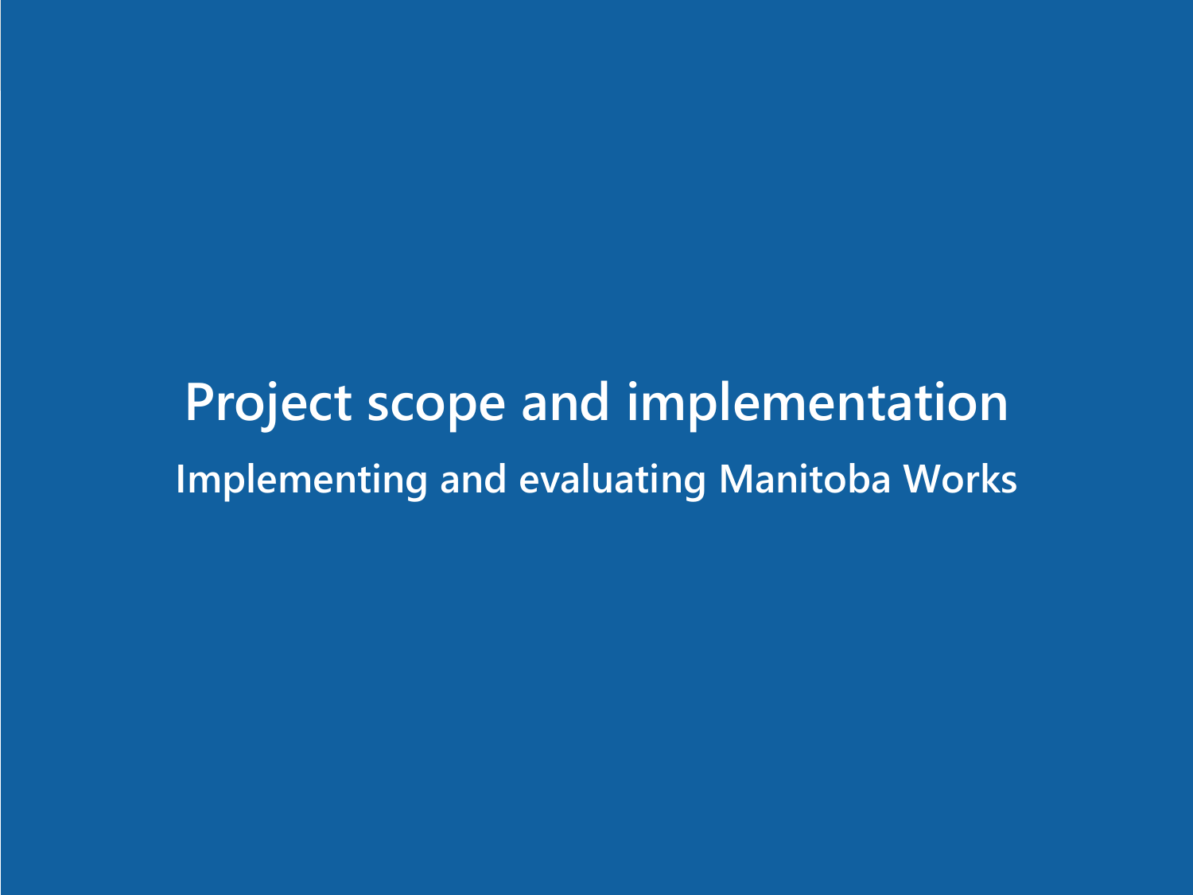# Project scope and implementation

## Implementing and evaluating Manitoba Works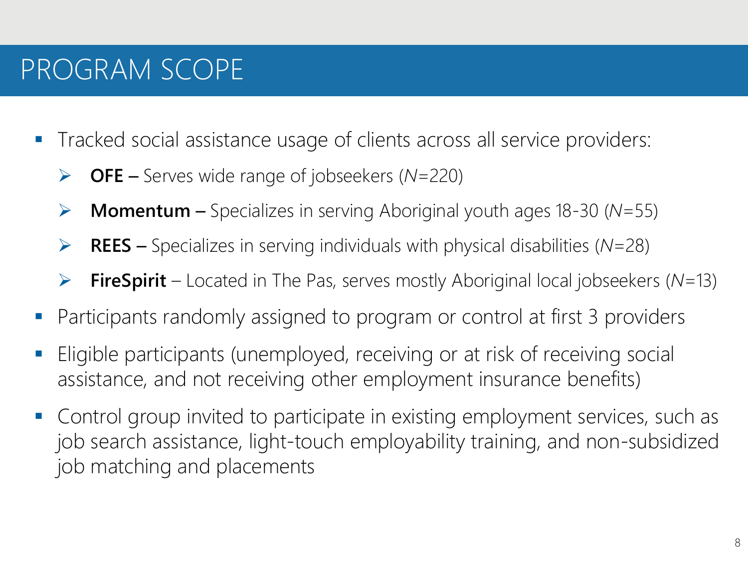# PROGRAM SCOPE

- Tracked social assistance usage of clients across all service providers:
  - **OFE –** Serves wide range of jobseekers (*N*=220)
  - **Momentum –** Specializes in serving Aboriginal youth ages 18-30 (*N*=55)
  - **REES –** Specializes in serving individuals with physical disabilities (*N*=28)
  - **FireSpirit** – Located in The Pas, serves mostly Aboriginal local jobseekers (*N*=13)
- Participants randomly assigned to program or control at first 3 providers
- Eligible participants (unemployed, receiving or at risk of receiving social assistance, and not receiving other employment insurance benefits)
- Control group invited to participate in existing employment services, such as job search assistance, light-touch employability training, and non-subsidized job matching and placements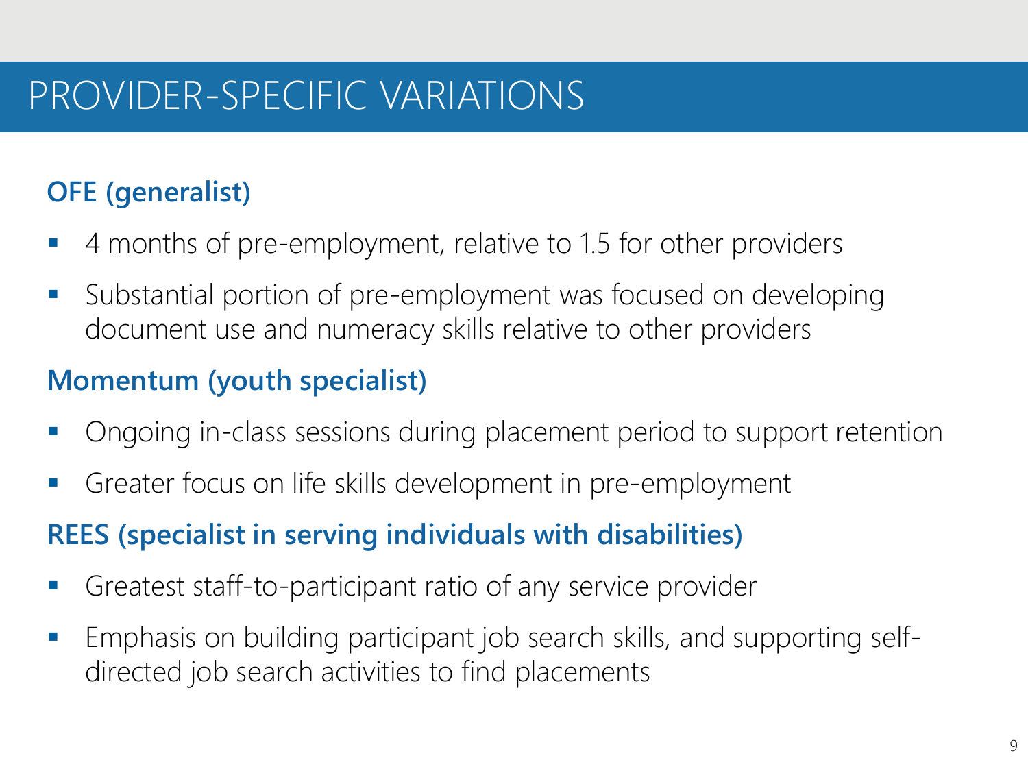# PROVIDER-SPECIFIC VARIATIONS

**OFE (generalist)**

- 4 months of pre-employment, relative to 1.5 for other providers
- Substantial portion of pre-employment was focused on developing document use and numeracy skills relative to other providers

**Momentum (youth specialist)**

- Ongoing in-class sessions during placement period to support retention
- Greater focus on life skills development in pre-employment

**REES (specialist in serving individuals with disabilities)**

- Greatest staff-to-participant ratio of any service provider
- Emphasis on building participant job search skills, and supporting self-directed job search activities to find placements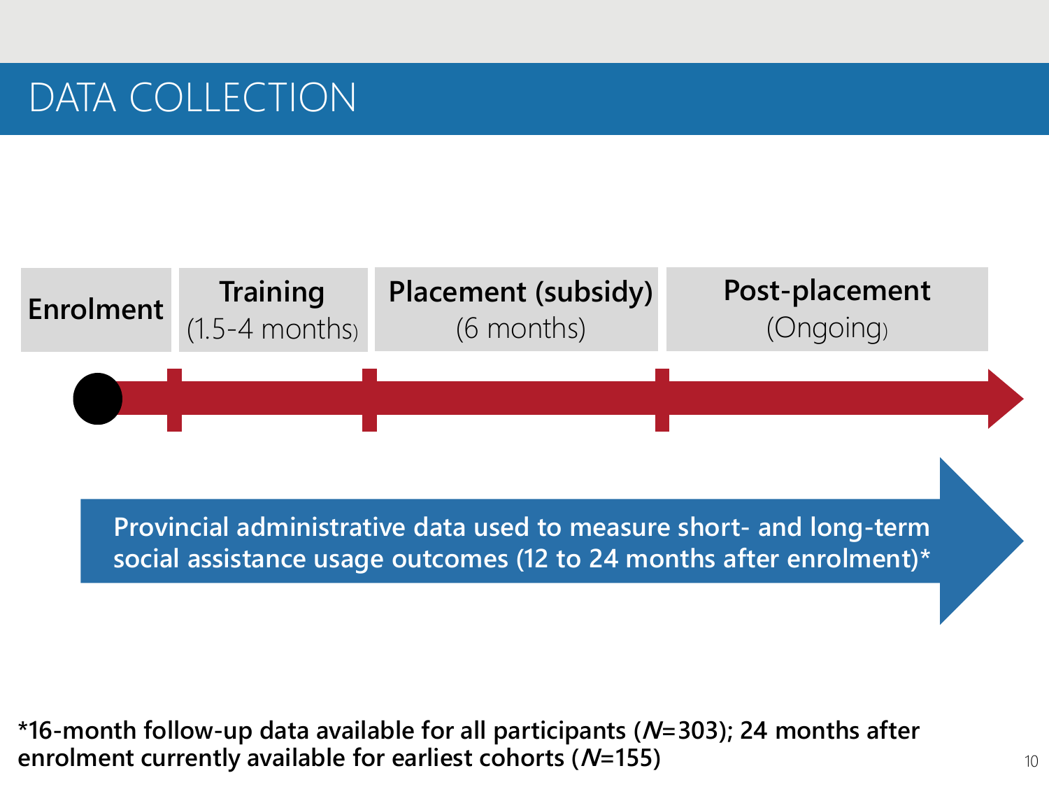# DATA COLLECTION

| Enrolment | Training (1.5-4 months) | Placement (subsidy) (6 months) | Post-placement (Ongoing) |
|---|---|---|---|

**Provincial administrative data used to measure short- and long-term social assistance usage outcomes (12 to 24 months after enrolment)***

**\*16-month follow-up data available for all participants (*N*=303); 24 months after enrolment currently available for earliest cohorts (*N*=155)**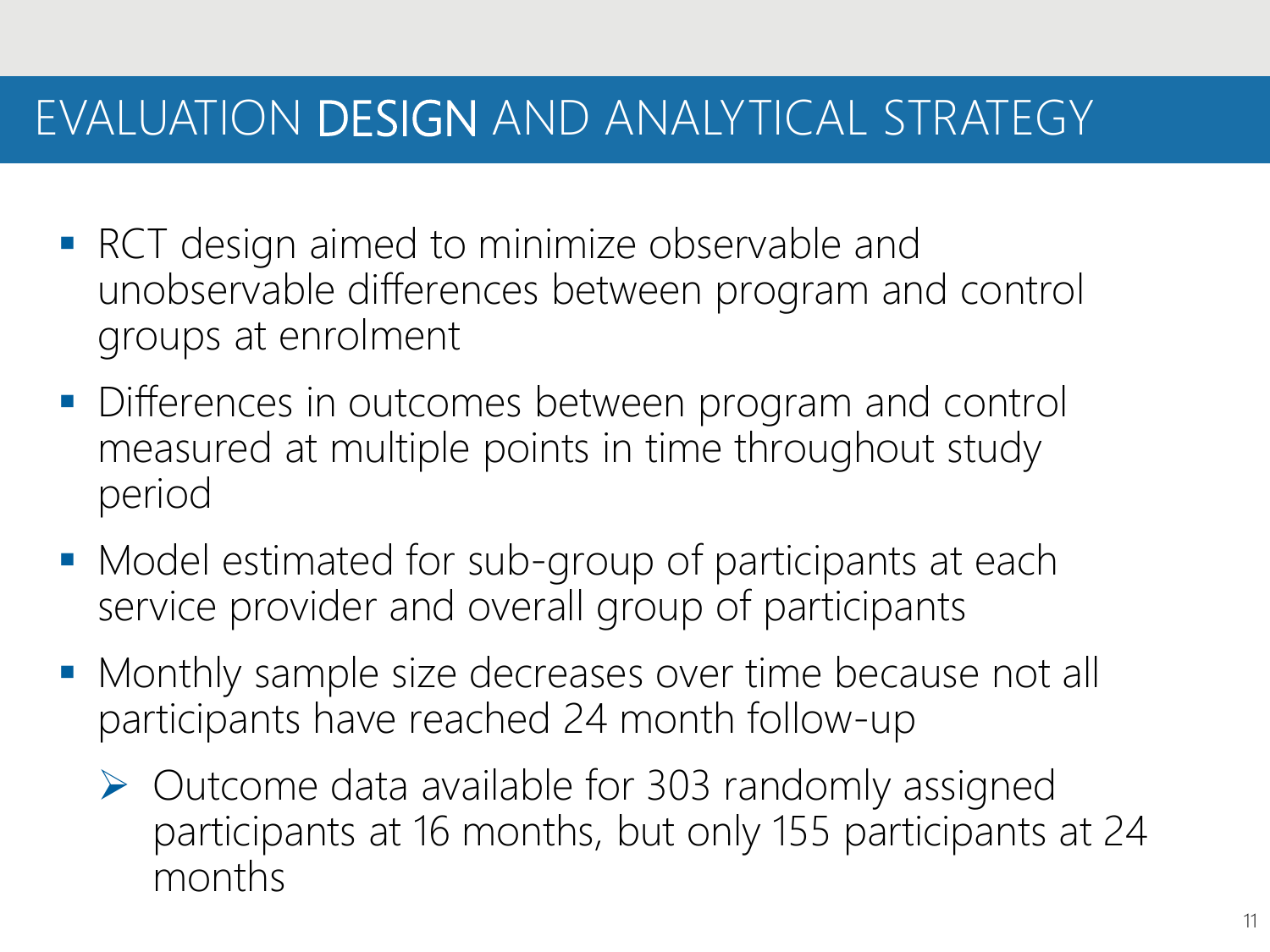# EVALUATION DESIGN AND ANALYTICAL STRATEGY

- RCT design aimed to minimize observable and unobservable differences between program and control groups at enrolment
- Differences in outcomes between program and control measured at multiple points in time throughout study period
- Model estimated for sub-group of participants at each service provider and overall group of participants
- Monthly sample size decreases over time because not all participants have reached 24 month follow-up
  - Outcome data available for 303 randomly assigned participants at 16 months, but only 155 participants at 24 months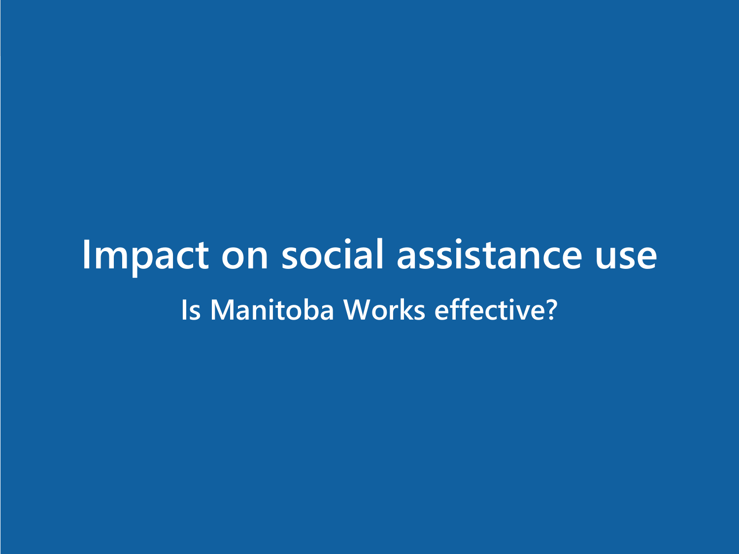# Impact on social assistance use

## Is Manitoba Works effective?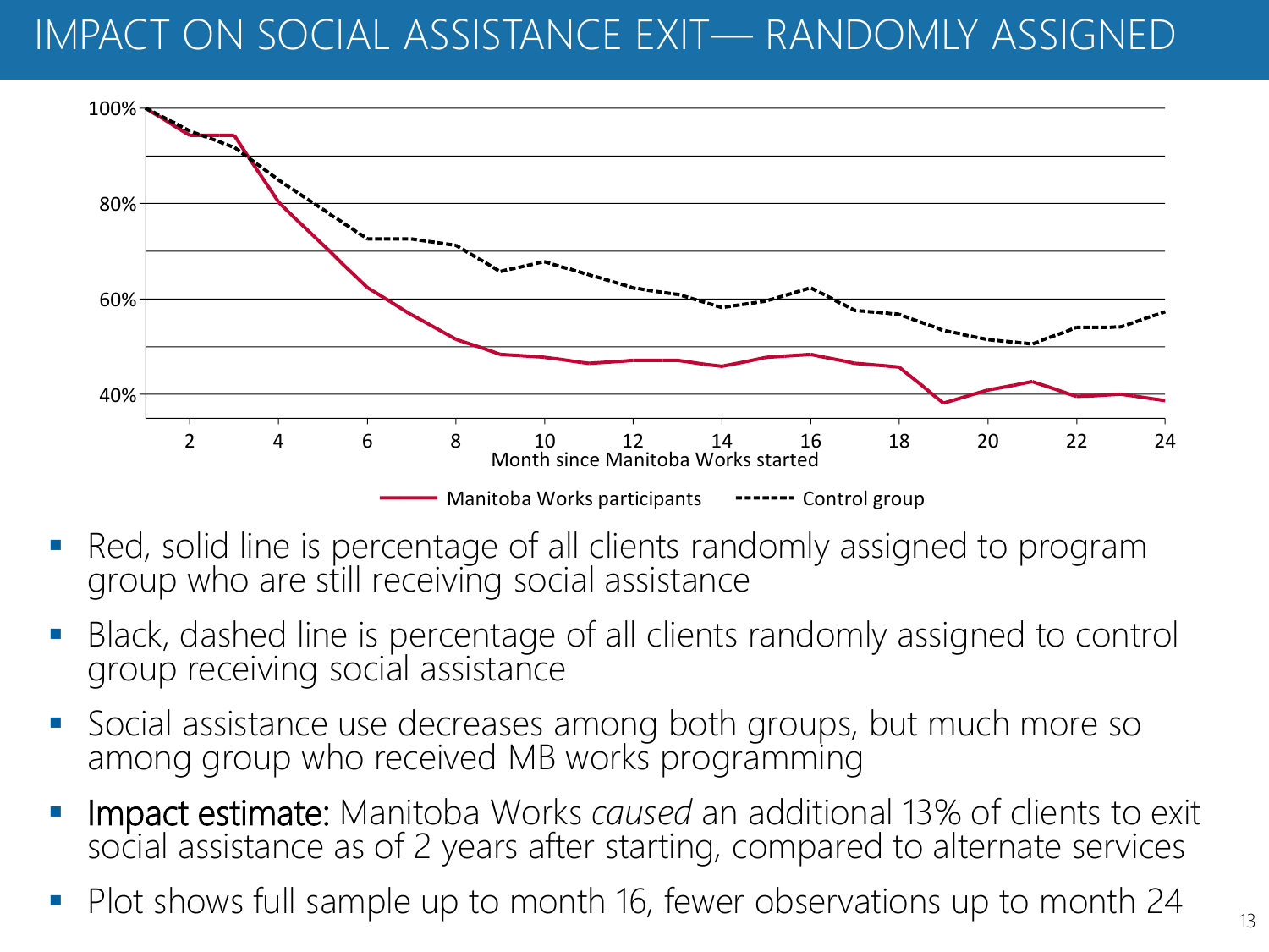# IMPACT ON SOCIAL ASSISTANCE EXIT— RANDOMLY ASSIGNED

- Red, solid line is percentage of all clients randomly assigned to program group who are still receiving social assistance
- Black, dashed line is percentage of all clients randomly assigned to control group receiving social assistance
- Social assistance use decreases among both groups, but much more so among group who received MB works programming
- Impact estimate: Manitoba Works *caused* an additional 13% of clients to exit social assistance as of 2 years after starting, compared to alternate services
- Plot shows full sample up to month 16, fewer observations up to month 24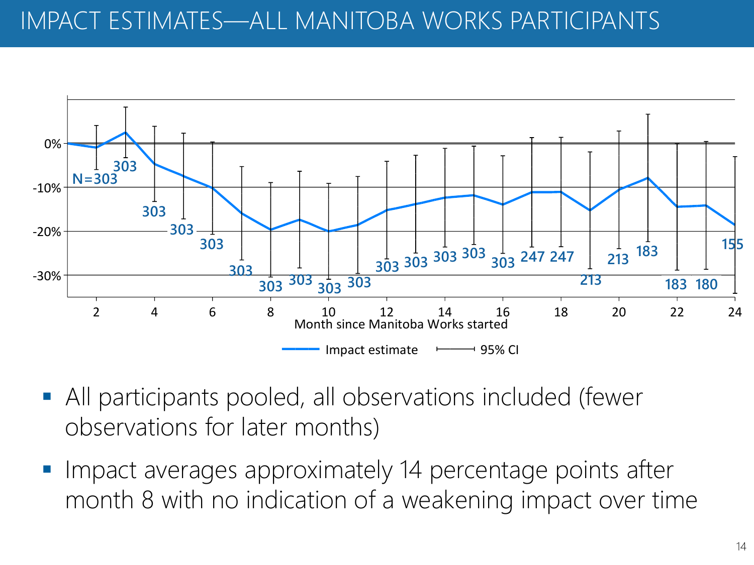# IMPACT ESTIMATES—ALL MANITOBA WORKS PARTICIPANTS

- All participants pooled, all observations included (fewer observations for later months)
- Impact averages approximately 14 percentage points after month 8 with no indication of a weakening impact over time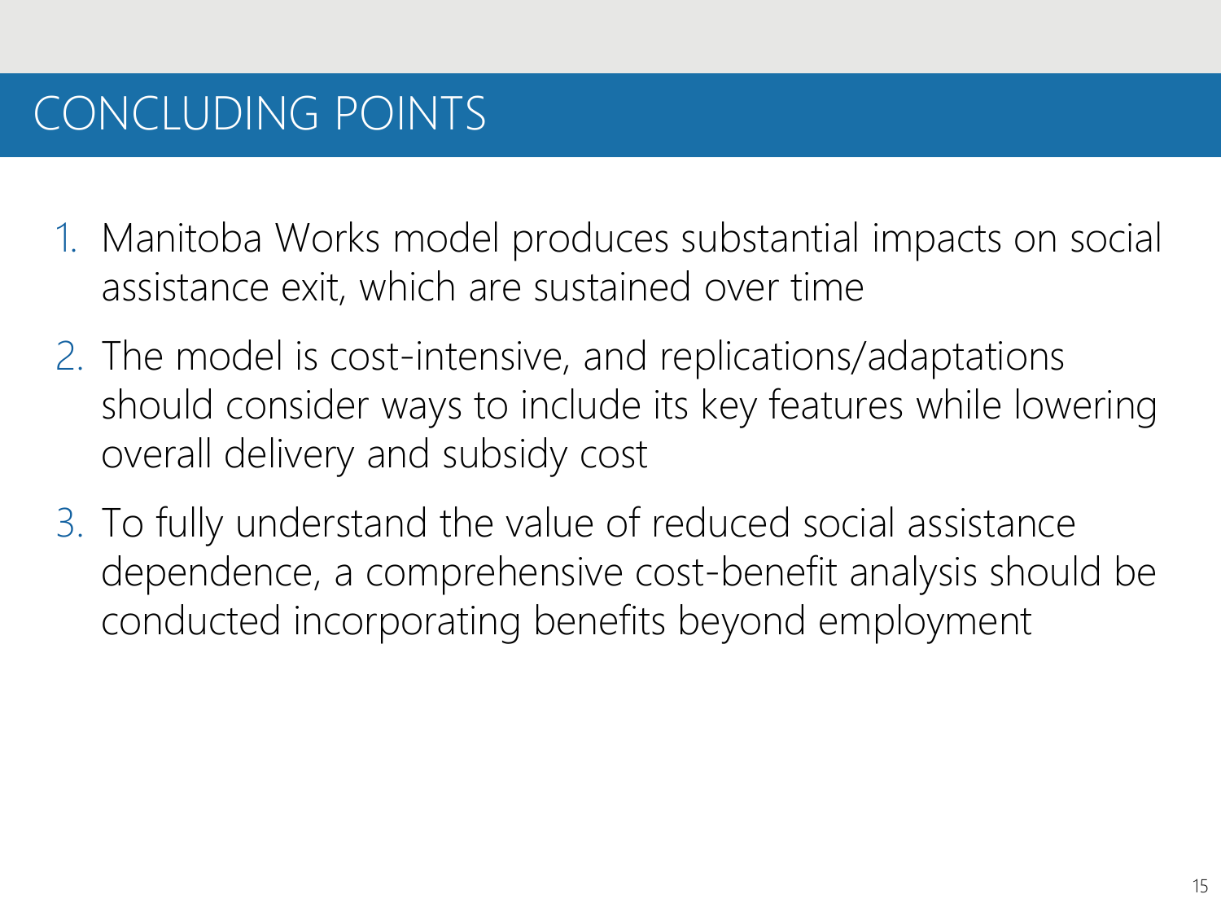# CONCLUDING POINTS

1. Manitoba Works model produces substantial impacts on social assistance exit, which are sustained over time
2. The model is cost-intensive, and replications/adaptations should consider ways to include its key features while lowering overall delivery and subsidy cost
3. To fully understand the value of reduced social assistance dependence, a comprehensive cost-benefit analysis should be conducted incorporating benefits beyond employment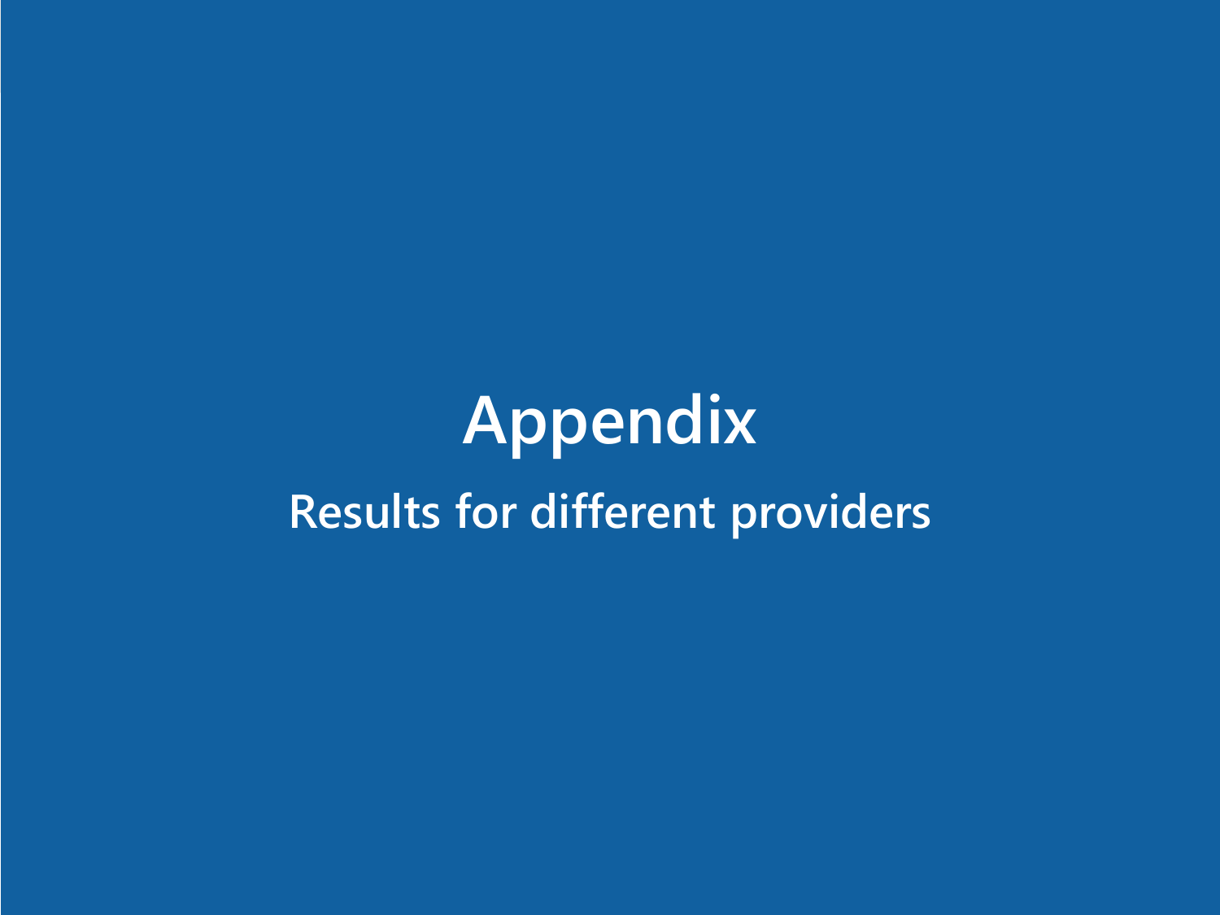# Appendix

## Results for different providers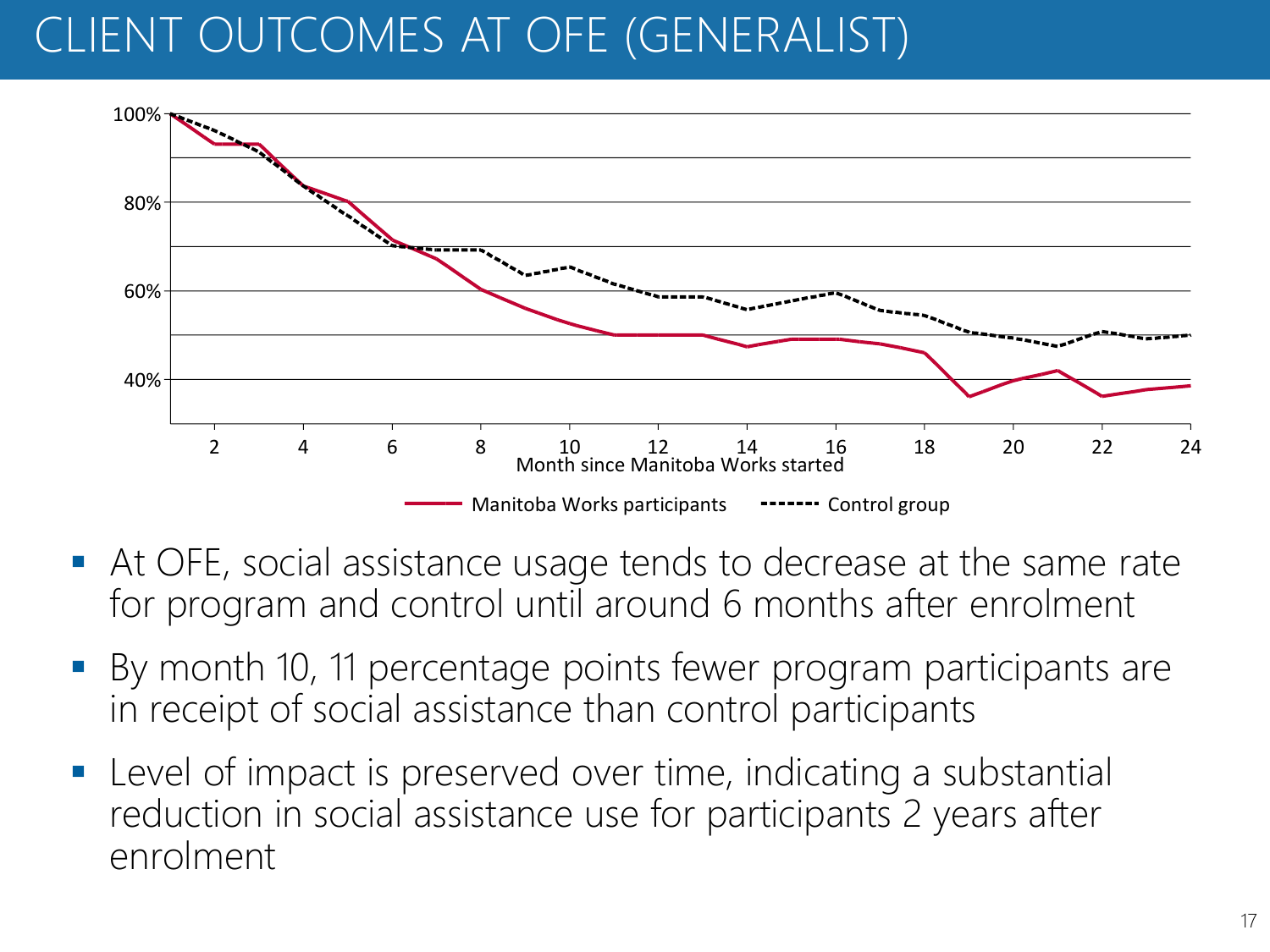# CLIENT OUTCOMES AT OFE (GENERALIST)

- At OFE, social assistance usage tends to decrease at the same rate for program and control until around 6 months after enrolment
- By month 10, 11 percentage points fewer program participants are in receipt of social assistance than control participants
- Level of impact is preserved over time, indicating a substantial reduction in social assistance use for participants 2 years after enrolment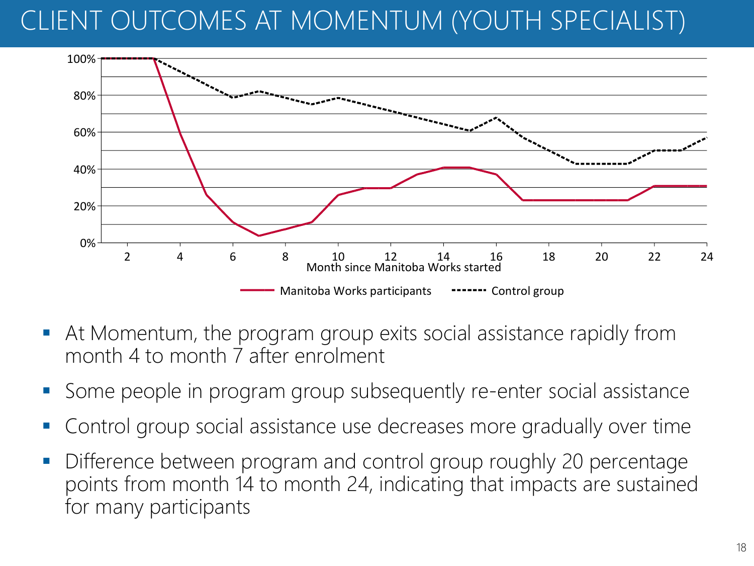# CLIENT OUTCOMES AT MOMENTUM (YOUTH SPECIALIST)

- At Momentum, the program group exits social assistance rapidly from month 4 to month 7 after enrolment
- Some people in program group subsequently re-enter social assistance
- Control group social assistance use decreases more gradually over time
- Difference between program and control group roughly 20 percentage points from month 14 to month 24, indicating that impacts are sustained for many participants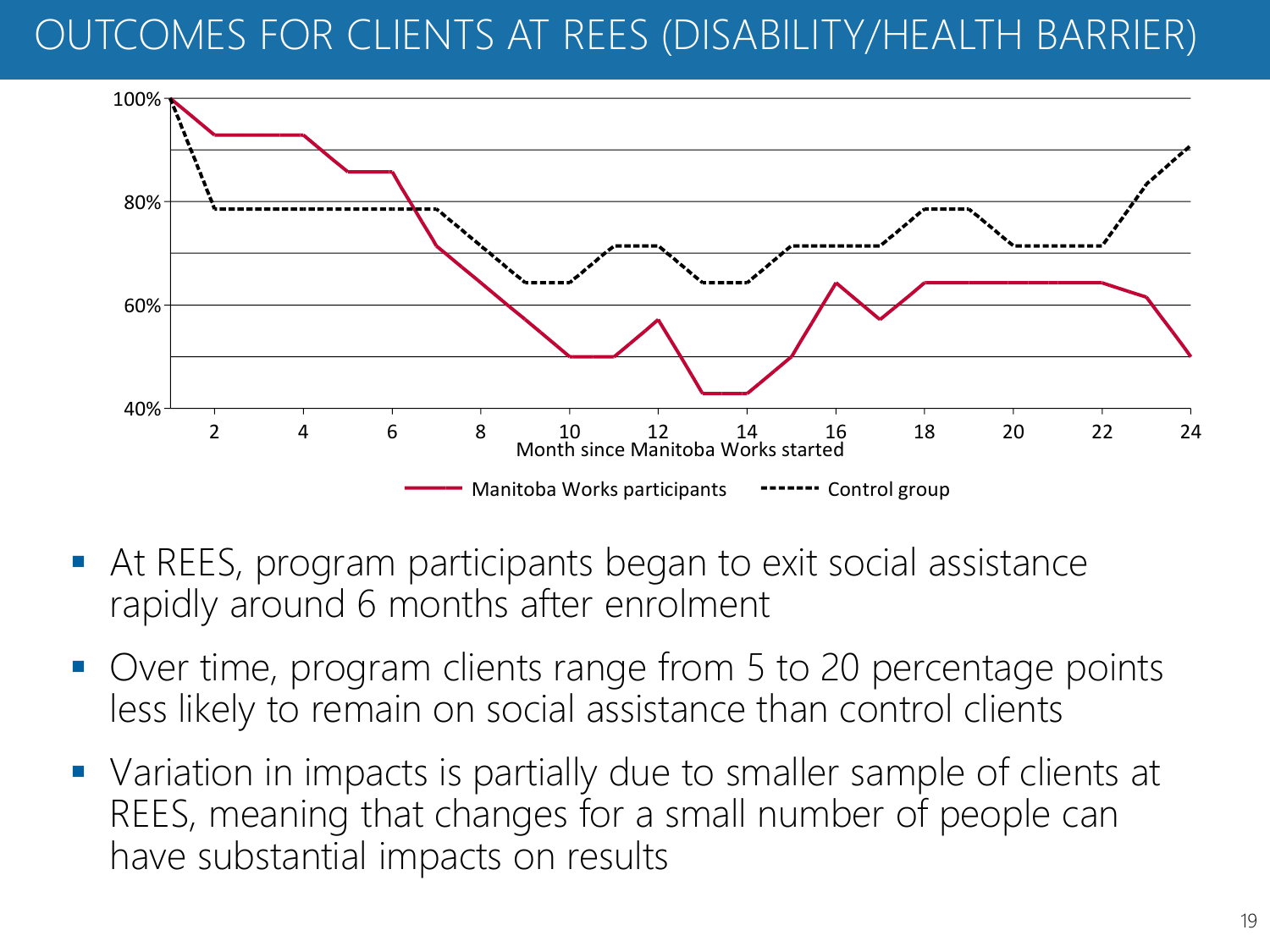# OUTCOMES FOR CLIENTS AT REES (DISABILITY/HEALTH BARRIER)

100%
80%
60%
40%

2 4 6 8 10 12 14 16 18 20 22 24

Month since Manitoba Works started

Manitoba Works participants
Control group

- At REES, program participants began to exit social assistance rapidly around 6 months after enrolment
- Over time, program clients range from 5 to 20 percentage points less likely to remain on social assistance than control clients
- Variation in impacts is partially due to smaller sample of clients at REES, meaning that changes for a small number of people can have substantial impacts on results